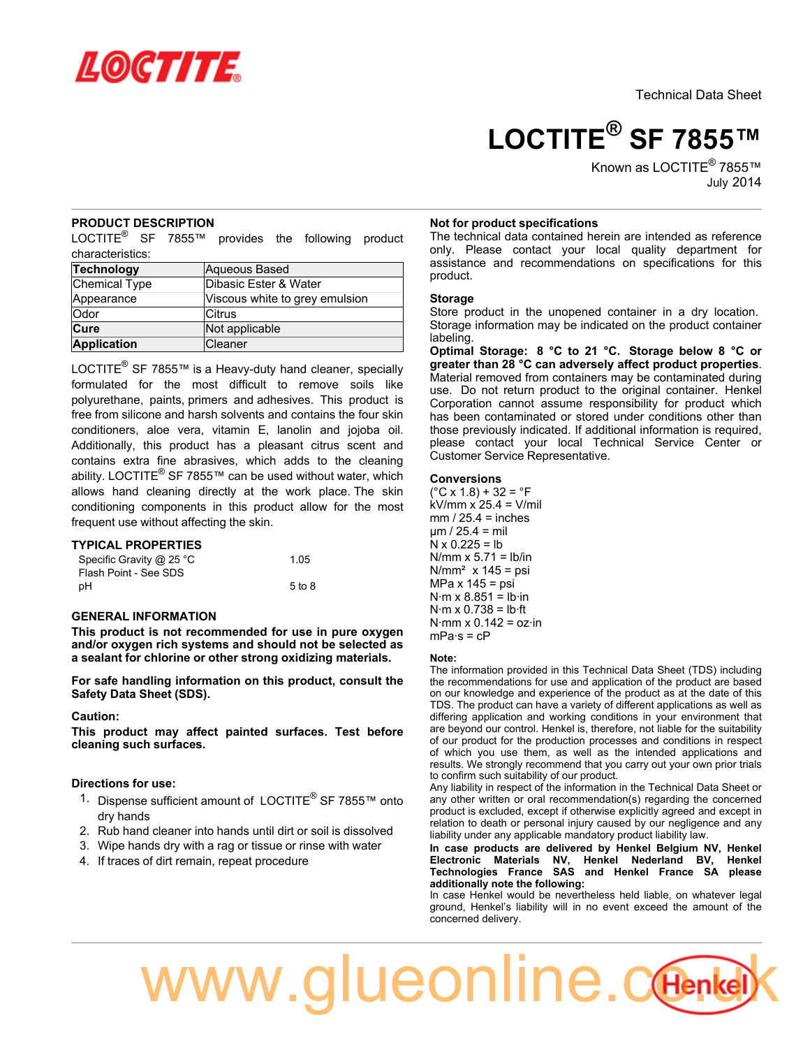Technical Data Sheet

# LOCTITE® SF 7855™

Known as LOCTITE® 7855™
July 2014

## PRODUCT DESCRIPTION

LOCTITE® SF 7855™ provides the following product characteristics:

| | |
|---|---|
| **Technology** | Aqueous Based |
| Chemical Type | Dibasic Ester & Water |
| Appearance | Viscous white to grey emulsion |
| Odor | Citrus |
| **Cure** | Not applicable |
| **Application** | Cleaner |

LOCTITE® SF 7855™ is a Heavy-duty hand cleaner, specially formulated for the most difficult to remove soils like polyurethane, paints, primers and adhesives. This product is free from silicone and harsh solvents and contains the four skin conditioners, aloe vera, vitamin E, lanolin and jojoba oil. Additionally, this product has a pleasant citrus scent and contains extra fine abrasives, which adds to the cleaning ability. LOCTITE® SF 7855™ can be used without water, which allows hand cleaning directly at the work place. The skin conditioning components in this product allow for the most frequent use without affecting the skin.

## TYPICAL PROPERTIES

| | |
|---|---|
| Specific Gravity @ 25 °C | 1.05 |
| Flash Point - See SDS | |
| pH | 5 to 8 |

## GENERAL INFORMATION

**This product is not recommended for use in pure oxygen and/or oxygen rich systems and should not be selected as a sealant for chlorine or other strong oxidizing materials.**

**For safe handling information on this product, consult the Safety Data Sheet (SDS).**

**Caution:**

**This product may affect painted surfaces. Test before cleaning such surfaces.**

**Directions for use:**

1. Dispense sufficient amount of LOCTITE® SF 7855™ onto dry hands
2. Rub hand cleaner into hands until dirt or soil is dissolved
3. Wipe hands dry with a rag or tissue or rinse with water
4. If traces of dirt remain, repeat procedure

### Not for product specifications

The technical data contained herein are intended as reference only. Please contact your local quality department for assistance and recommendations on specifications for this product.

### Storage

Store product in the unopened container in a dry location. Storage information may be indicated on the product container labeling.

**Optimal Storage: 8 °C to 21 °C. Storage below 8 °C or greater than 28 °C can adversely affect product properties**. Material removed from containers may be contaminated during use. Do not return product to the original container. Henkel Corporation cannot assume responsibility for product which has been contaminated or stored under conditions other than those previously indicated. If additional information is required, please contact your local Technical Service Center or Customer Service Representative.

### Conversions

(°C x 1.8) + 32 = °F
kV/mm x 25.4 = V/mil
mm / 25.4 = inches
µm / 25.4 = mil
N x 0.225 = lb
N/mm x 5.71 = lb/in
N/mm² x 145 = psi
MPa x 145 = psi
N·m x 8.851 = lb·in
N·m x 0.738 = lb·ft
N·mm x 0.142 = oz·in
mPa·s = cP

**Note:**

The information provided in this Technical Data Sheet (TDS) including the recommendations for use and application of the product are based on our knowledge and experience of the product as at the date of this TDS. The product can have a variety of different applications as well as differing application and working conditions in your environment that are beyond our control. Henkel is, therefore, not liable for the suitability of our product for the production processes and conditions in respect of which you use them, as well as the intended applications and results. We strongly recommend that you carry out your own prior trials to confirm such suitability of our product.

Any liability in respect of the information in the Technical Data Sheet or any other written or oral recommendation(s) regarding the concerned product is excluded, except if otherwise explicitly agreed and except in relation to death or personal injury caused by our negligence and any liability under any applicable mandatory product liability law.

**In case products are delivered by Henkel Belgium NV, Henkel Electronic Materials NV, Henkel Nederland BV, Henkel Technologies France SAS and Henkel France SA please additionally note the following:**

In case Henkel would be nevertheless held liable, on whatever legal ground, Henkel's liability will in no event exceed the amount of the concerned delivery.

www.glueonline.co.uk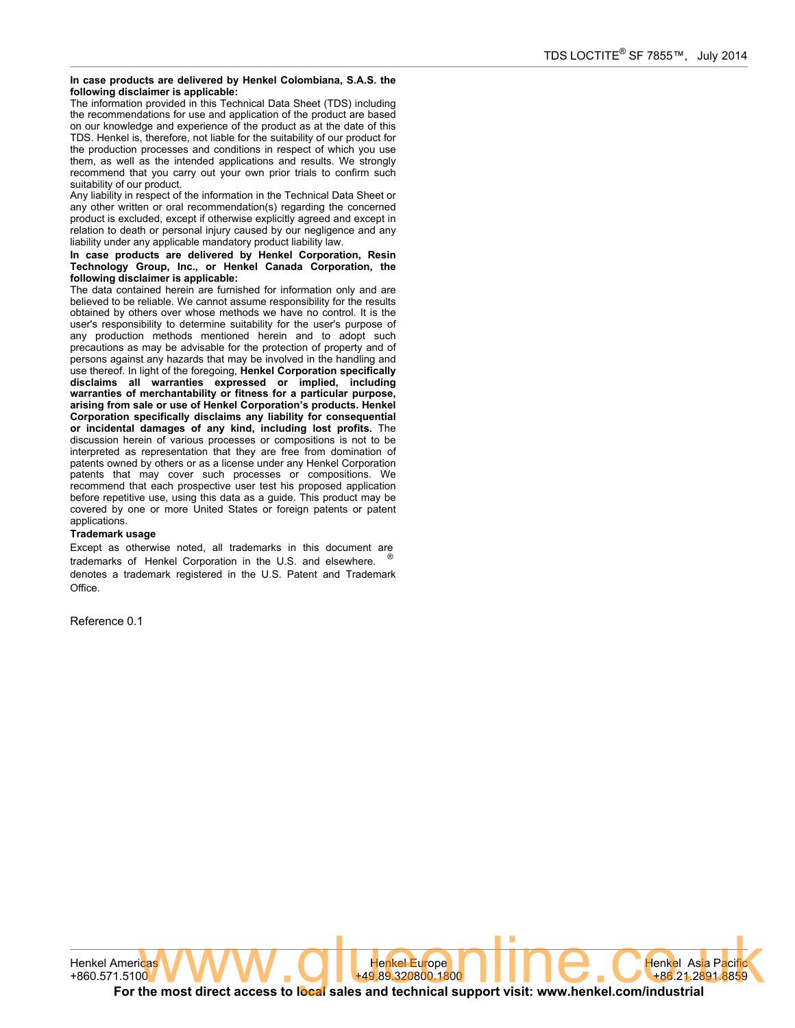**In case products are delivered by Henkel Colombiana, S.A.S. the following disclaimer is applicable:**

The information provided in this Technical Data Sheet (TDS) including the recommendations for use and application of the product are based on our knowledge and experience of the product as at the date of this TDS. Henkel is, therefore, not liable for the suitability of our product for the production processes and conditions in respect of which you use them, as well as the intended applications and results. We strongly recommend that you carry out your own prior trials to confirm such suitability of our product.

Any liability in respect of the information in the Technical Data Sheet or any other written or oral recommendation(s) regarding the concerned product is excluded, except if otherwise explicitly agreed and except in relation to death or personal injury caused by our negligence and any liability under any applicable mandatory product liability law.

**In case products are delivered by Henkel Corporation, Resin Technology Group, Inc., or Henkel Canada Corporation, the following disclaimer is applicable:**

The data contained herein are furnished for information only and are believed to be reliable. We cannot assume responsibility for the results obtained by others over whose methods we have no control. It is the user's responsibility to determine suitability for the user's purpose of any production methods mentioned herein and to adopt such precautions as may be advisable for the protection of property and of persons against any hazards that may be involved in the handling and use thereof. In light of the foregoing, **Henkel Corporation specifically disclaims all warranties expressed or implied, including warranties of merchantability or fitness for a particular purpose, arising from sale or use of Henkel Corporation's products. Henkel Corporation specifically disclaims any liability for consequential or incidental damages of any kind, including lost profits.** The discussion herein of various processes or compositions is not to be interpreted as representation that they are free from domination of patents owned by others or as a license under any Henkel Corporation patents that may cover such processes or compositions. We recommend that each prospective user test his proposed application before repetitive use, using this data as a guide. This product may be covered by one or more United States or foreign patents or patent applications.

**Trademark usage**

Except as otherwise noted, all trademarks in this document are trademarks of Henkel Corporation in the U.S. and elsewhere. ® denotes a trademark registered in the U.S. Patent and Trademark Office.

Reference 0.1

Henkel Americas
+860.571.5100

Henkel Europe
+49.89.320800.1800

Henkel Asia Pacific
+86.21.2891.8859

**For the most direct access to local sales and technical support visit: www.henkel.com/industrial**

www.glueonline.co.uk